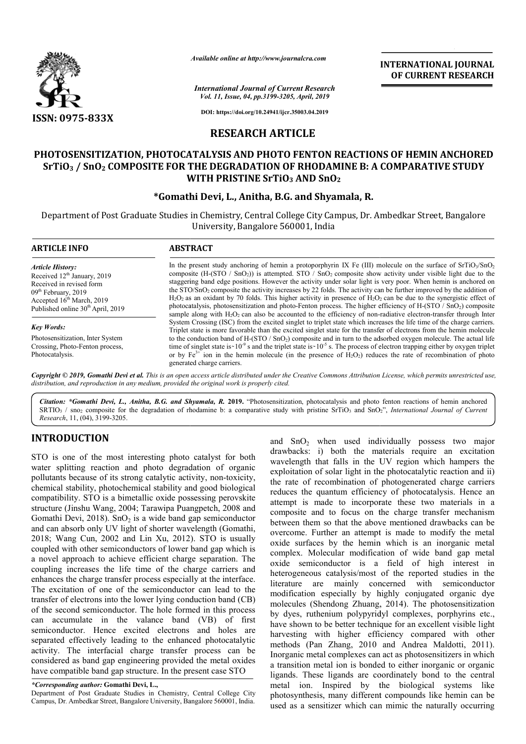# RESEARCH ARTICLE

# PHOTOSENSITIZATION, PHOTOCATALYSIS AND PHOTO FENTON REACTIONS OF HEMIN ANCHORED $SrTiO_3$ / $SnO_2$ COMPOSITE FOR THE DEGRADATION OF RHODAMINE B: A COMPARATIVE STUDY WITH PRISTINE $SrTiO_3$ AND $SnO_2$

**\*Gomathi Devi, L., Anitha, B.G. and Shyamala, R.**

Department of Post Graduate Studies in Chemistry, Central College City Campus, Dr. Ambedkar Street, Bangalore University, Bangalore 560001, India

## ARTICLE INFO

*Article History:*
Received 12th January, 2019
Received in revised form 09th February, 2019
Accepted 16th March, 2019
Published online 30th April, 2019

*Key Words:*
Photosensitization, Inter System Crossing, Photo-Fenton process, Photocatalysis.

## ABSTRACT

In the present study anchoring of hemin a protoporphyrin IX Fe (III) molecule on the surface of $SrTiO_3/SnO_2$ composite (H-(STO / $SnO_2$)) is attempted. STO / $SnO_2$ composite show activity under visible light due to the staggering band edge positions. However the activity under solar light is very poor. When hemin is anchored on the STO/$SnO_2$ composite the activity increases by 22 folds. The activity can be further improved by the addition of $H_2O_2$ as an oxidant by 70 folds. This higher activity in presence of $H_2O_2$ can be due to the synergistic effect of photocatalysis, photosensitization and photo-Fenton process. The higher efficiency of H-(STO / $SnO_2$) composite sample along with $H_2O_2$ can also be accounted to the efficiency of non-radiative electron-transfer through Inter System Crossing (ISC) from the excited singlet to triplet state which increases the life time of the charge carriers. Triplet state is more favorable than the excited singlet state for the transfer of electrons from the hemin molecule to the conduction band of H-(STO / $SnO_2$) composite and in turn to the adsorbed oxygen molecule. The actual life time of singlet state is~$10^{-9}$ s and the triplet state is~$10^{-5}$ s. The process of electron trapping either by oxygen triplet or by $Fe^{3+}$ ion in the hemin molecule (in the presence of $H_2O_2$) reduces the rate of recombination of photo generated charge carriers.

*Copyright © 2019, Gomathi Devi et al. This is an open access article distributed under the Creative Commons Attribution License, which permits unrestricted use, distribution, and reproduction in any medium, provided the original work is properly cited.*

*Citation:* *\*Gomathi Devi, L., Anitha, B.G. and Shyamala, R.* **2019.** "Photosensitization, photocatalysis and photo fenton reactions of hemin anchored $SRTIO_3$ / $sno_2$ composite for the degradation of rhodamine b: a comparative study with pristine $SrTiO_3$ and $SnO_2$", *International Journal of Current Research*, 11, (04), 3199-3205.

## INTRODUCTION

STO is one of the most interesting photo catalyst for both water splitting reaction and photo degradation of organic pollutants because of its strong catalytic activity, non-toxicity, chemical stability, photochemical stability and good biological compatibility. STO is a bimetallic oxide possessing perovskite structure (Jinshu Wang, 2004; Tarawipa Puangpetch, 2008 and Gomathi Devi, 2018). $SnO_2$ is a wide band gap semiconductor and can absorb only UV light of shorter wavelength (Gomathi, 2018; Wang Cun, 2002 and Lin Xu, 2012). STO is usually coupled with other semiconductors of lower band gap which is a novel approach to achieve efficient charge separation. The coupling increases the life time of the charge carriers and enhances the charge transfer process especially at the interface. The excitation of one of the semiconductor can lead to the transfer of electrons into the lower lying conduction band (CB) of the second semiconductor. The hole formed in this process can accumulate in the valance band (VB) of first semiconductor. Hence excited electrons and holes are separated effectively leading to the enhanced photocatalytic activity. The interfacial charge transfer process can be considered as band gap engineering provided the metal oxides have compatible band gap structure. In the present case STO and $SnO_2$ when used individually possess two major drawbacks: i) both the materials require an excitation wavelength that falls in the UV region which hampers the exploitation of solar light in the photocatalytic reaction and ii) the rate of recombination of photogenerated charge carriers reduces the quantum efficiency of photocatalysis. Hence an attempt is made to incorporate these two materials in a composite and to focus on the charge transfer mechanism between them so that the above mentioned drawbacks can be overcome. Further an attempt is made to modify the metal oxide surfaces by the hemin which is an inorganic metal complex. Molecular modification of wide band gap metal oxide semiconductor is a field of high interest in heterogeneous catalysis/most of the reported studies in the literature are mainly concerned with semiconductor modification especially by highly conjugated organic dye molecules (Shendong Zhuang, 2014). The photosensitization by dyes, ruthenium polypyridyl complexes, porphyrins etc., have shown to be better technique for an excellent visible light harvesting with higher efficiency compared with other methods (Pan Zhang, 2010 and Andrea Maldotti, 2011). Inorganic metal complexes can act as photosensitizers in which a transition metal ion is bonded to either inorganic or organic ligands. These ligands are coordinately bond to the central metal ion. Inspired by the biological systems like photosynthesis, many different compounds like hemin can be used as a sensitizer which can mimic the naturally occurring

*\*Corresponding author:* **Gomathi Devi, L.,**
Department of Post Graduate Studies in Chemistry, Central College City Campus, Dr. Ambedkar Street, Bangalore University, Bangalore 560001, India.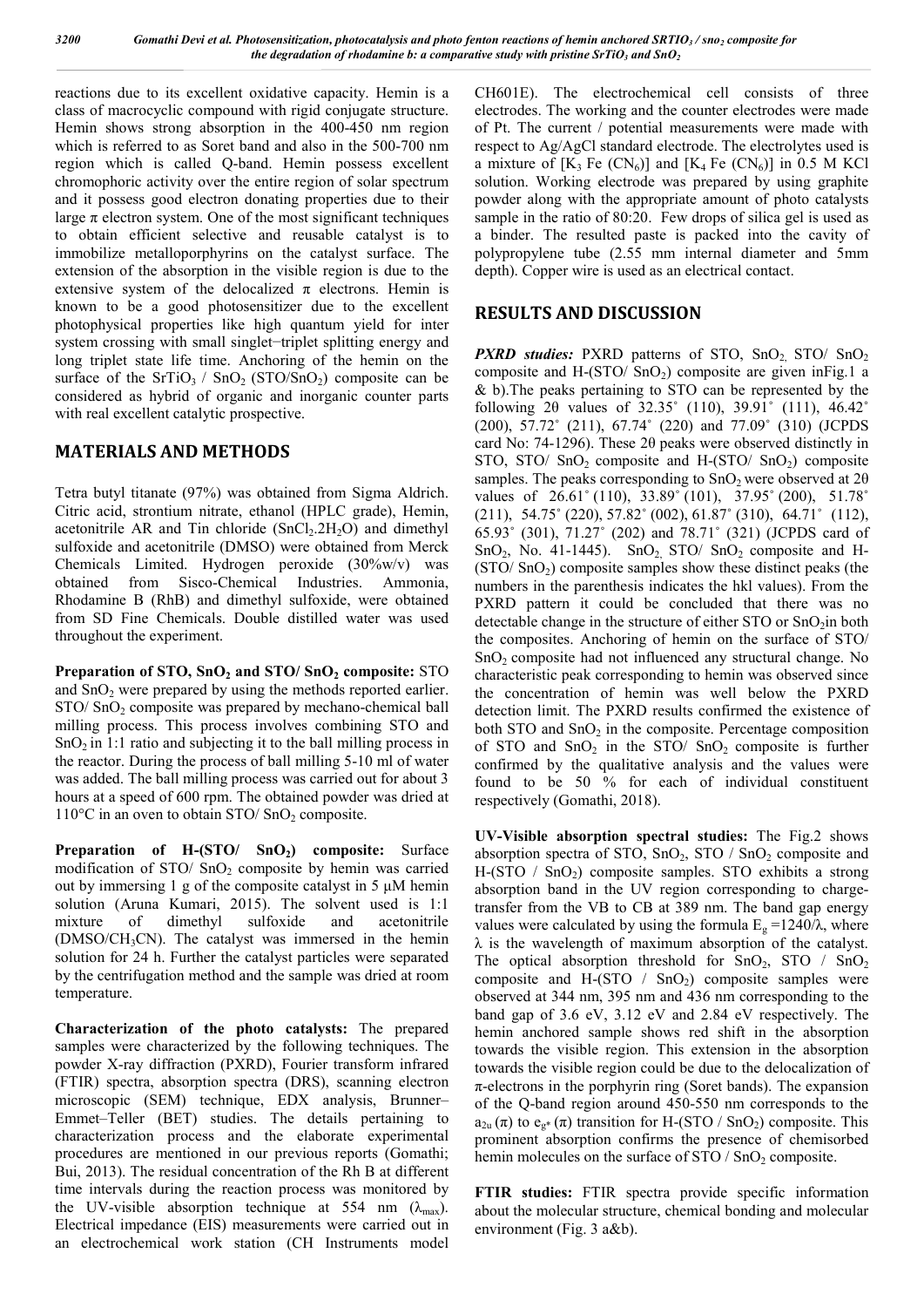reactions due to its excellent oxidative capacity. Hemin is a class of macrocyclic compound with rigid conjugate structure. Hemin shows strong absorption in the 400-450 nm region which is referred to as Soret band and also in the 500-700 nm region which is called Q-band. Hemin possess excellent chromophoric activity over the entire region of solar spectrum and it possess good electron donating properties due to their large π electron system. One of the most significant techniques to obtain efficient selective and reusable catalyst is to immobilize metalloporphyrins on the catalyst surface. The extension of the absorption in the visible region is due to the extensive system of the delocalized π electrons. Hemin is known to be a good photosensitizer due to the excellent photophysical properties like high quantum yield for inter system crossing with small singlet−triplet splitting energy and long triplet state life time. Anchoring of the hemin on the surface of the $SrTiO_3$ / $SnO_2$ (STO/$SnO_2$) composite can be considered as hybrid of organic and inorganic counter parts with real excellent catalytic prospective.

## MATERIALS AND METHODS

Tetra butyl titanate (97%) was obtained from Sigma Aldrich. Citric acid, strontium nitrate, ethanol (HPLC grade), Hemin, acetonitrile AR and Tin chloride ($SnCl_2.2H_2O$) and dimethyl sulfoxide and acetonitrile (DMSO) were obtained from Merck Chemicals Limited. Hydrogen peroxide (30%w/v) was obtained from Sisco-Chemical Industries. Ammonia, Rhodamine B (RhB) and dimethyl sulfoxide, were obtained from SD Fine Chemicals. Double distilled water was used throughout the experiment.

**Preparation of STO, $SnO_2$ and STO/ $SnO_2$ composite:** STO and $SnO_2$ were prepared by using the methods reported earlier. STO/ $SnO_2$ composite was prepared by mechano-chemical ball milling process. This process involves combining STO and $SnO_2$ in 1:1 ratio and subjecting it to the ball milling process in the reactor. During the process of ball milling 5-10 ml of water was added. The ball milling process was carried out for about 3 hours at a speed of 600 rpm. The obtained powder was dried at 110°C in an oven to obtain STO/ $SnO_2$ composite.

**Preparation of H-(STO/ $SnO_2$) composite:** Surface modification of STO/ $SnO_2$ composite by hemin was carried out by immersing 1 g of the composite catalyst in 5 μM hemin solution (Aruna Kumari, 2015). The solvent used is 1:1 mixture of dimethyl sulfoxide and acetonitrile (DMSO/$CH_3CN$). The catalyst was immersed in the hemin solution for 24 h. Further the catalyst particles were separated by the centrifugation method and the sample was dried at room temperature.

**Characterization of the photo catalysts:** The prepared samples were characterized by the following techniques. The powder X-ray diffraction (PXRD), Fourier transform infrared (FTIR) spectra, absorption spectra (DRS), scanning electron microscopic (SEM) technique, EDX analysis, Brunner–Emmet–Teller (BET) studies. The details pertaining to characterization process and the elaborate experimental procedures are mentioned in our previous reports (Gomathi; Bui, 2013). The residual concentration of the Rh B at different time intervals during the reaction process was monitored by the UV-visible absorption technique at 554 nm ($\lambda_{max}$). Electrical impedance (EIS) measurements were carried out in an electrochemical work station (CH Instruments model CH601E). The electrochemical cell consists of three electrodes. The working and the counter electrodes were made of Pt. The current / potential measurements were made with respect to Ag/AgCl standard electrode. The electrolytes used is a mixture of [$K_3Fe(CN_6)$] and [$K_4Fe(CN_6)$] in 0.5 M KCl solution. Working electrode was prepared by using graphite powder along with the appropriate amount of photo catalysts sample in the ratio of 80:20. Few drops of silica gel is used as a binder. The resulted paste is packed into the cavity of polypropylene tube (2.55 mm internal diameter and 5mm depth). Copper wire is used as an electrical contact.

## RESULTS AND DISCUSSION

***PXRD studies:*** PXRD patterns of STO, $SnO_2$, STO/ $SnO_2$ composite and H-(STO/ $SnO_2$) composite are given inFig.1 a & b).The peaks pertaining to STO can be represented by the following 2θ values of 32.35˚ (110), 39.91˚ (111), 46.42˚ (200), 57.72˚ (211), 67.74˚ (220) and 77.09˚ (310) (JCPDS card No: 74-1296). These 2θ peaks were observed distinctly in STO, STO/ $SnO_2$ composite and H-(STO/ $SnO_2$) composite samples. The peaks corresponding to $SnO_2$ were observed at 2θ values of 26.61˚ (110), 33.89˚ (101), 37.95˚ (200), 51.78˚ (211), 54.75˚ (220), 57.82˚ (002), 61.87˚ (310), 64.71˚ (112), 65.93˚ (301), 71.27˚ (202) and 78.71˚ (321) (JCPDS card of $SnO_2$, No. 41-1445). $SnO_2$, STO/ $SnO_2$ composite and H-(STO/ $SnO_2$) composite samples show these distinct peaks (the numbers in the parenthesis indicates the hkl values). From the PXRD pattern it could be concluded that there was no detectable change in the structure of either STO or $SnO_2$in both the composites. Anchoring of hemin on the surface of STO/ $SnO_2$ composite had not influenced any structural change. No characteristic peak corresponding to hemin was observed since the concentration of hemin was well below the PXRD detection limit. The PXRD results confirmed the existence of both STO and $SnO_2$ in the composite. Percentage composition of STO and $SnO_2$ in the STO/ $SnO_2$ composite is further confirmed by the qualitative analysis and the values were found to be 50 % for each of individual constituent respectively (Gomathi, 2018).

**UV-Visible absorption spectral studies:** The Fig.2 shows absorption spectra of STO, $SnO_2$, STO / $SnO_2$ composite and H-(STO / $SnO_2$) composite samples. STO exhibits a strong absorption band in the UV region corresponding to charge-transfer from the VB to CB at 389 nm. The band gap energy values were calculated by using the formula $E_g = 1240/\lambda$, where λ is the wavelength of maximum absorption of the catalyst. The optical absorption threshold for $SnO_2$, STO / $SnO_2$ composite and H-(STO / $SnO_2$) composite samples were observed at 344 nm, 395 nm and 436 nm corresponding to the band gap of 3.6 eV, 3.12 eV and 2.84 eV respectively. The hemin anchored sample shows red shift in the absorption towards the visible region. This extension in the absorption towards the visible region could be due to the delocalization of π-electrons in the porphyrin ring (Soret bands). The expansion of the Q-band region around 450-550 nm corresponds to the $a_{2u}(\pi)$ to $e_{g*}(\pi)$ transition for H-(STO / $SnO_2$) composite. This prominent absorption confirms the presence of chemisorbed hemin molecules on the surface of STO / $SnO_2$ composite.

**FTIR studies:** FTIR spectra provide specific information about the molecular structure, chemical bonding and molecular environment (Fig. 3 a&b).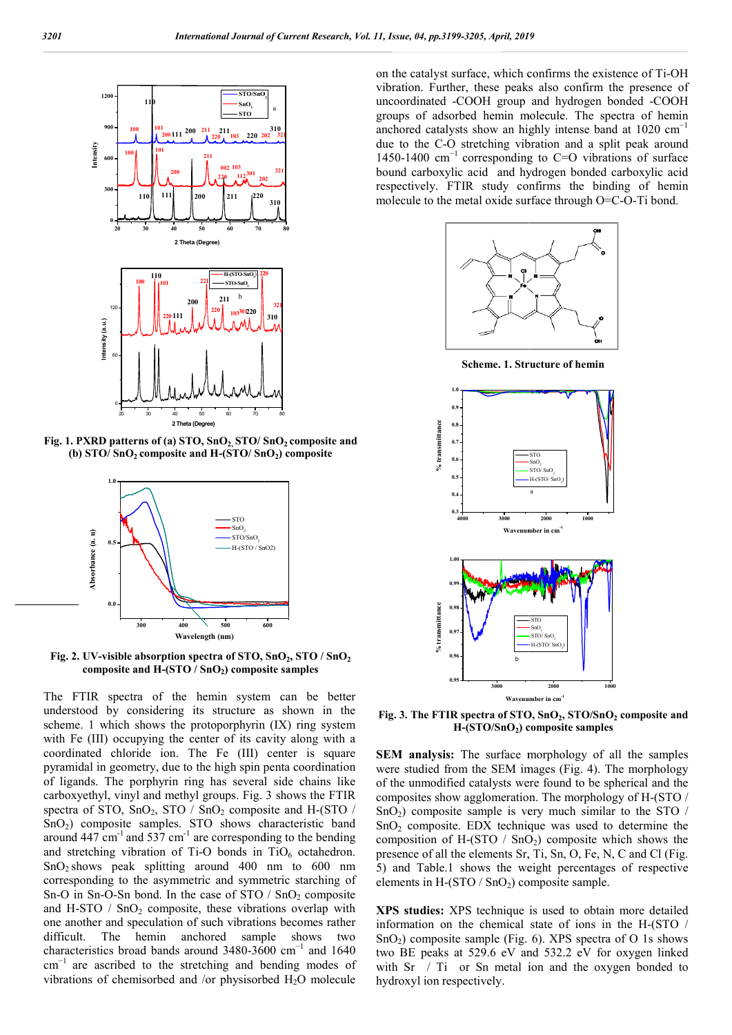Fig. 1. PXRD patterns of (a) STO, $SnO_2$, STO/ $SnO_2$ composite and (b) STO/ $SnO_2$ composite and H-(STO/ $SnO_2$) composite

Fig. 2. UV-visible absorption spectra of STO, $SnO_2$, STO / $SnO_2$ composite and H-(STO / $SnO_2$) composite samples

The FTIR spectra of the hemin system can be better understood by considering its structure as shown in the scheme. 1 which shows the protoporphyrin (IX) ring system with Fe (III) occupying the center of its cavity along with a coordinated chloride ion. The Fe (III) center is square pyramidal in geometry, due to the high spin penta coordination of ligands. The porphyrin ring has several side chains like carboxyethyl, vinyl and methyl groups. Fig. 3 shows the FTIR spectra of STO, $SnO_2$, STO / $SnO_2$ composite and H-(STO / $SnO_2$) composite samples. STO shows characteristic band around 447 $cm^{-1}$ and 537 $cm^{-1}$ are corresponding to the bending and stretching vibration of Ti-O bonds in $TiO_6$ octahedron. $SnO_2$ shows peak splitting around 400 nm to 600 nm corresponding to the asymmetric and symmetric starching of Sn-O in Sn-O-Sn bond. In the case of STO / $SnO_2$ composite and H-STO / $SnO_2$ composite, these vibrations overlap with one another and speculation of such vibrations becomes rather difficult. The hemin anchored sample shows two characteristics broad bands around 3480-3600 $cm^{-1}$ and 1640 $cm^{-1}$ are ascribed to the stretching and bending modes of vibrations of chemisorbed and /or physisorbed $H_2O$ molecule on the catalyst surface, which confirms the existence of Ti-OH vibration. Further, these peaks also confirm the presence of uncoordinated -COOH group and hydrogen bonded -COOH groups of adsorbed hemin molecule. The spectra of hemin anchored catalysts show an highly intense band at 1020 $cm^{-1}$ due to the C-O stretching vibration and a split peak around 1450-1400 $cm^{-1}$ corresponding to C=O vibrations of surface bound carboxylic acid and hydrogen bonded carboxylic acid respectively. FTIR study confirms the binding of hemin molecule to the metal oxide surface through O=C-O-Ti bond.

Scheme. 1. Structure of hemin

Fig. 3. The FTIR spectra of STO, $SnO_2$, STO/$SnO_2$ composite and H-(STO/$SnO_2$) composite samples

**SEM analysis:** The surface morphology of all the samples were studied from the SEM images (Fig. 4). The morphology of the unmodified catalysts were found to be spherical and the composites show agglomeration. The morphology of H-(STO / $SnO_2$) composite sample is very much similar to the STO / $SnO_2$ composite. EDX technique was used to determine the composition of H-(STO / $SnO_2$) composite which shows the presence of all the elements Sr, Ti, Sn, O, Fe, N, C and Cl (Fig. 5) and Table.1 shows the weight percentages of respective elements in H-(STO / $SnO_2$) composite sample.

**XPS studies:** XPS technique is used to obtain more detailed information on the chemical state of ions in the H-(STO / $SnO_2$) composite sample (Fig. 6). XPS spectra of O 1s shows two BE peaks at 529.6 eV and 532.2 eV for oxygen linked with Sr / Ti or Sn metal ion and the oxygen bonded to hydroxyl ion respectively.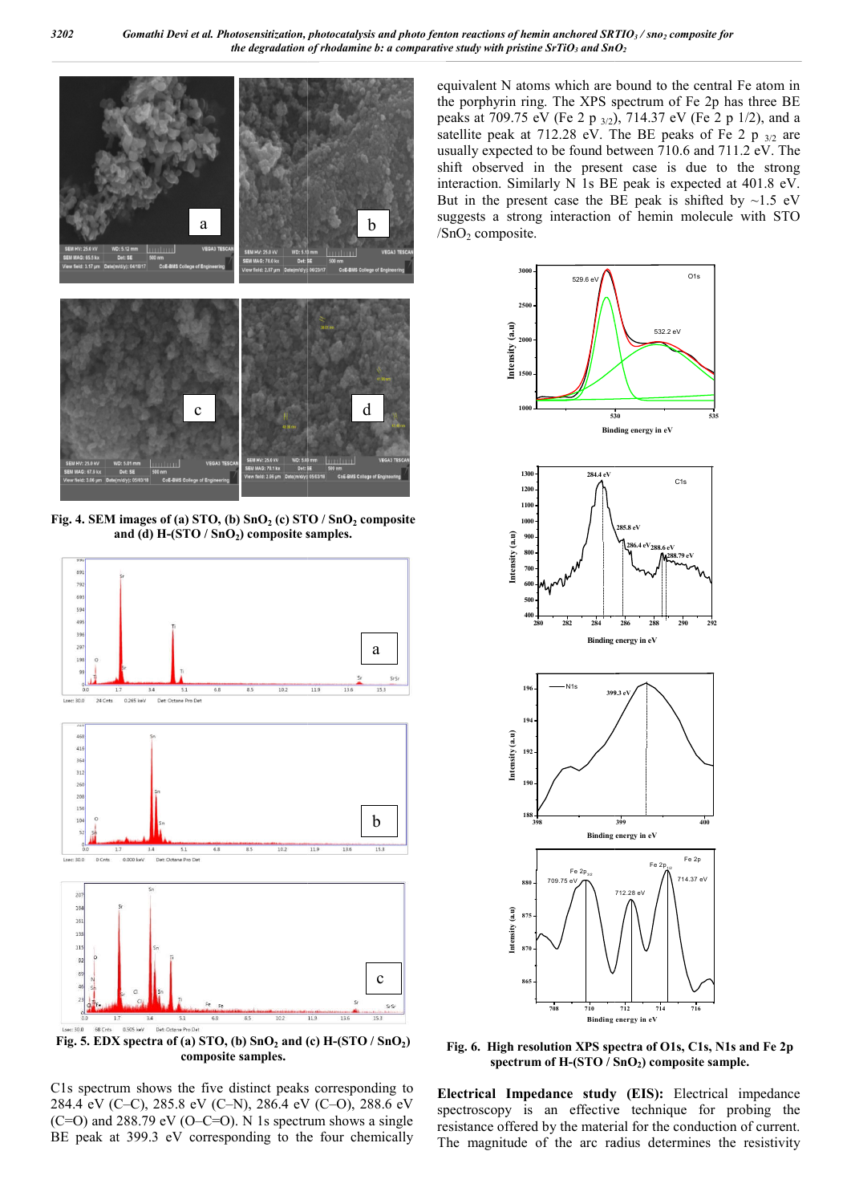**Fig. 4. SEM images of (a) STO, (b) $SnO_2$ (c) STO / $SnO_2$ composite and (d) H-(STO / $SnO_2$) composite samples.**

**Fig. 5. EDX spectra of (a) STO, (b) $SnO_2$ and (c) H-(STO / $SnO_2$) composite samples.**

C1s spectrum shows the five distinct peaks corresponding to 284.4 eV (C–C), 285.8 eV (C–N), 286.4 eV (C–O), 288.6 eV (C=O) and 288.79 eV (O–C=O). N 1s spectrum shows a single BE peak at 399.3 eV corresponding to the four chemically equivalent N atoms which are bound to the central Fe atom in the porphyrin ring. The XPS spectrum of Fe 2p has three BE peaks at 709.75 eV (Fe 2 p $_{3/2}$), 714.37 eV (Fe 2 p 1/2), and a satellite peak at 712.28 eV. The BE peaks of Fe 2 p $_{3/2}$ are usually expected to be found between 710.6 and 711.2 eV. The shift observed in the present case is due to the strong interaction. Similarly N 1s BE peak is expected at 401.8 eV. But in the present case the BE peak is shifted by ~1.5 eV suggests a strong interaction of hemin molecule with STO /$SnO_2$ composite.

**Fig. 6. High resolution XPS spectra of O1s, C1s, N1s and Fe 2p spectrum of H-(STO / $SnO_2$) composite sample.**

**Electrical Impedance study (EIS):** Electrical impedance spectroscopy is an effective technique for probing the resistance offered by the material for the conduction of current. The magnitude of the arc radius determines the resistivity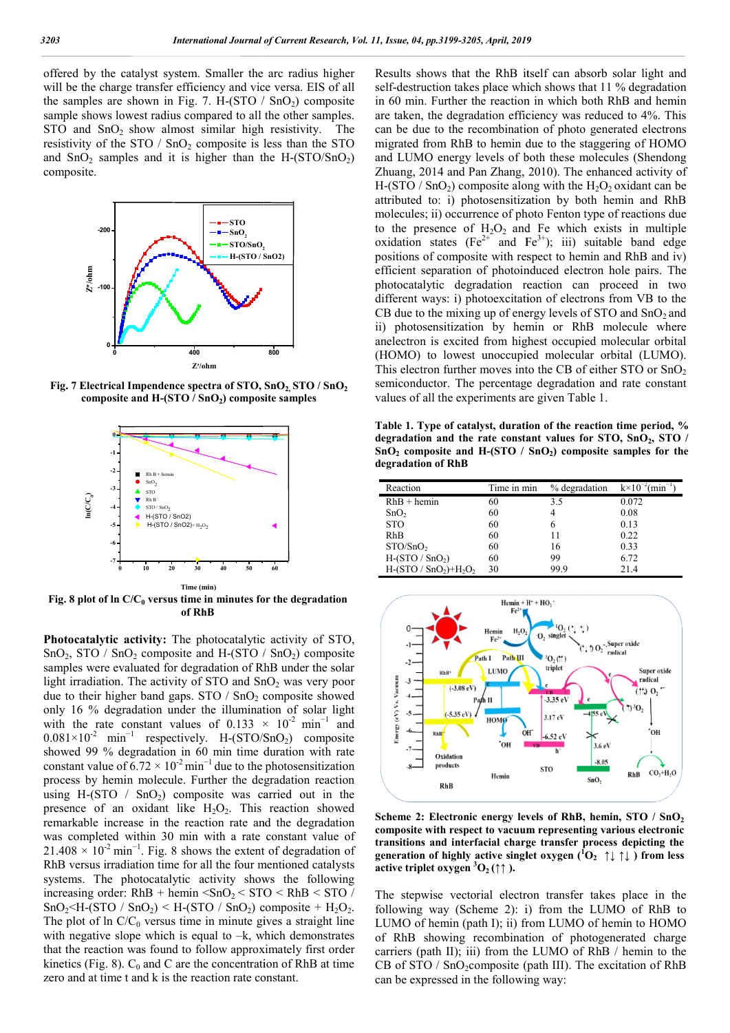offered by the catalyst system. Smaller the arc radius higher will be the charge transfer efficiency and vice versa. EIS of all the samples are shown in Fig. 7. H-(STO / $SnO_2$) composite sample shows lowest radius compared to all the other samples. STO and $SnO_2$ show almost similar high resistivity. The resistivity of the STO / $SnO_2$ composite is less than the STO and $SnO_2$ samples and it is higher than the H-(STO/$SnO_2$) composite.

**Fig. 7 Electrical Impendence spectra of STO, $SnO_2$, STO / $SnO_2$ composite and H-(STO / $SnO_2$) composite samples**

**Fig. 8 plot of ln $C/C_0$ versus time in minutes for the degradation of RhB**

**Photocatalytic activity:** The photocatalytic activity of STO, $SnO_2$, STO / $SnO_2$ composite and H-(STO / $SnO_2$) composite samples were evaluated for degradation of RhB under the solar light irradiation. The activity of STO and $SnO_2$ was very poor due to their higher band gaps. STO / $SnO_2$ composite showed only 16 % degradation under the illumination of solar light with the rate constant values of $0.133 \times 10^{-2}$ $min^{-1}$ and $0.081 \times 10^{-2}$ $min^{-1}$ respectively. H-(STO/$SnO_2$) composite showed 99 % degradation in 60 min time duration with rate constant value of $6.72 \times 10^{-2}$ $min^{-1}$ due to the photosensitization process by hemin molecule. Further the degradation reaction using H-(STO / $SnO_2$) composite was carried out in the presence of an oxidant like $H_2O_2$. This reaction showed remarkable increase in the reaction rate and the degradation was completed within 30 min with a rate constant value of $21.408 \times 10^{-2}$ $min^{-1}$. Fig. 8 shows the extent of degradation of RhB versus irradiation time for all the four mentioned catalysts systems. The photocatalytic activity shows the following increasing order: RhB + hemin <$SnO_2$ < STO < RhB < STO / $SnO_2$<H-(STO / $SnO_2$) < H-(STO / $SnO_2$) composite + $H_2O_2$. The plot of ln $C/C_0$ versus time in minute gives a straight line with negative slope which is equal to –k, which demonstrates that the reaction was found to follow approximately first order kinetics (Fig. 8). $C_0$ and C are the concentration of RhB at time zero and at time t and k is the reaction rate constant.

Results shows that the RhB itself can absorb solar light and self-destruction takes place which shows that 11 % degradation in 60 min. Further the reaction in which both RhB and hemin are taken, the degradation efficiency was reduced to 4%. This can be due to the recombination of photo generated electrons migrated from RhB to hemin due to the staggering of HOMO and LUMO energy levels of both these molecules (Shendong Zhuang, 2014 and Pan Zhang, 2010). The enhanced activity of H-(STO / $SnO_2$) composite along with the $H_2O_2$ oxidant can be attributed to: i) photosensitization by both hemin and RhB molecules; ii) occurrence of photo Fenton type of reactions due to the presence of $H_2O_2$ and Fe which exists in multiple oxidation states ($Fe^{2+}$ and $Fe^{3+}$); iii) suitable band edge positions of composite with respect to hemin and RhB and iv) efficient separation of photoinduced electron hole pairs. The photocatalytic degradation reaction can proceed in two different ways: i) photoexcitation of electrons from VB to the CB due to the mixing up of energy levels of STO and $SnO_2$ and ii) photosensitization by hemin or RhB molecule where anelectron is excited from highest occupied molecular orbital (HOMO) to lowest unoccupied molecular orbital (LUMO). This electron further moves into the CB of either STO or $SnO_2$ semiconductor. The percentage degradation and rate constant values of all the experiments are given Table 1.

**Table 1. Type of catalyst, duration of the reaction time period, % degradation and the rate constant values for STO, $SnO_2$, STO / $SnO_2$ composite and H-(STO / $SnO_2$) composite samples for the degradation of RhB**

| Reaction | Time in min | % degradation | $k \times 10^{-2}$($min^{-1}$) |
|---|---|---|---|
| RhB + hemin | 60 | 3.5 | 0.072 |
| $SnO_2$ | 60 | 4 | 0.08 |
| STO | 60 | 6 | 0.13 |
| RhB | 60 | 11 | 0.22 |
| STO/$SnO_2$ | 60 | 16 | 0.33 |
| H-(STO / $SnO_2$) | 60 | 99 | 6.72 |
| H-(STO / $SnO_2$)+$H_2O_2$ | 30 | 99.9 | 21.4 |

**Scheme 2: Electronic energy levels of RhB, hemin, STO / $SnO_2$ composite with respect to vacuum representing various electronic transitions and interfacial charge transfer process depicting the generation of highly active singlet oxygen ($^1O_2$ ↑↓ ↑↓ ) from less active triplet oxygen $^3O_2$ (↑↑ ).**

The stepwise vectorial electron transfer takes place in the following way (Scheme 2): i) from the LUMO of RhB to LUMO of hemin (path I); ii) from LUMO of hemin to HOMO of RhB showing recombination of photogenerated charge carriers (path II); iii) from the LUMO of RhB / hemin to the CB of STO / $SnO_2$composite (path III). The excitation of RhB can be expressed in the following way: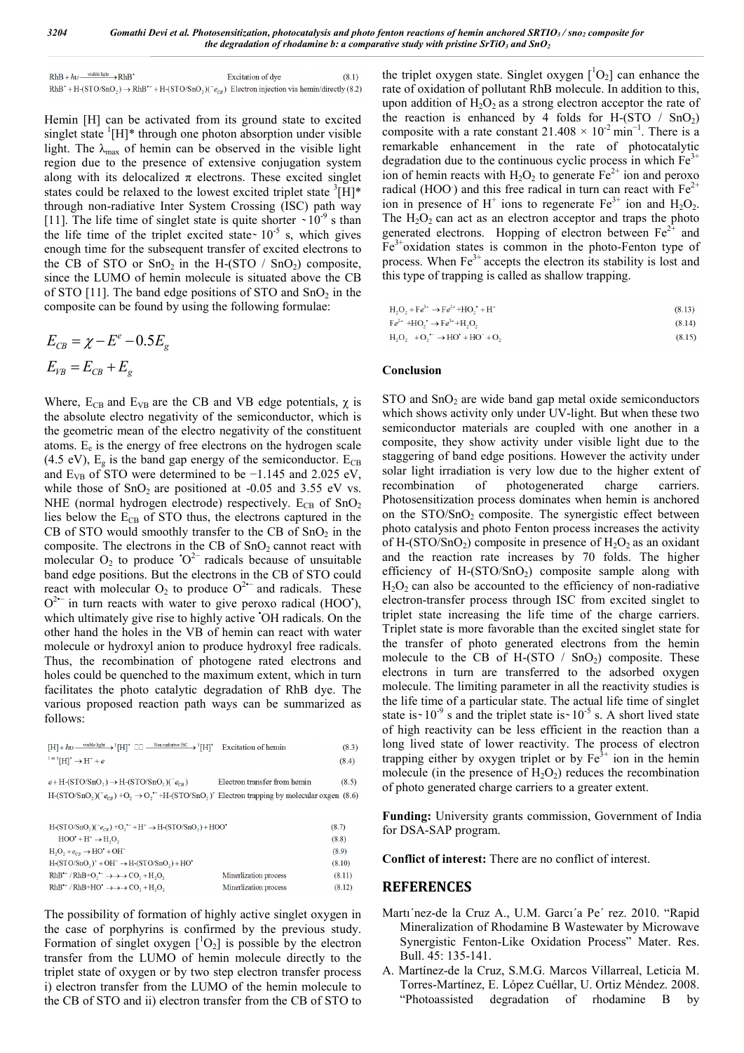$$RhB + h\nu \xrightarrow{\text{visible light}} RhB^{*} \qquad \text{Excitation of dye} \qquad (8.1)$$

$$RhB^{*} + H\text{-}(STO/SnO_2) \rightarrow RhB^{\bullet+} + H\text{-}(STO/SnO_2)(^{-}e_{CB}) \quad \text{Electron injection via hemin/directly} \quad (8.2)$$

Hemin [H] can be activated from its ground state to excited singlet state $^{1}[H]^{*}$ through one photon absorption under visible light. The $\lambda_{max}$ of hemin can be observed in the visible light region due to the presence of extensive conjugation system along with its delocalized $\pi$ electrons. These excited singlet states could be relaxed to the lowest excited triplet state $^{3}[H]^{*}$ through non-radiative Inter System Crossing (ISC) path way [11]. The life time of singlet state is quite shorter ~$10^{-9}$ s than the life time of the triplet excited state~ $10^{-5}$ s, which gives enough time for the subsequent transfer of excited electrons to the CB of STO or $SnO_2$ in the H-(STO / $SnO_2$) composite, since the LUMO of hemin molecule is situated above the CB of STO [11]. The band edge positions of STO and $SnO_2$ in the composite can be found by using the following formulae:

$$E_{CB} = \chi - E^{e} - 0.5E_{g}$$

$$E_{VB} = E_{CB} + E_{g}$$

Where, $E_{CB}$ and $E_{VB}$ are the CB and VB edge potentials, $\chi$ is the absolute electro negativity of the semiconductor, which is the geometric mean of the electro negativity of the constituent atoms. $E_e$ is the energy of free electrons on the hydrogen scale (4.5 eV), $E_g$ is the band gap energy of the semiconductor. $E_{CB}$ and $E_{VB}$ of STO were determined to be −1.145 and 2.025 eV, while those of $SnO_2$ are positioned at -0.05 and 3.55 eV vs. NHE (normal hydrogen electrode) respectively. $E_{CB}$ of $SnO_2$ lies below the $E_{CB}$ of STO thus, the electrons captured in the CB of STO would smoothly transfer to the CB of $SnO_2$ in the composite. The electrons in the CB of $SnO_2$ cannot react with molecular $O_2$ to produce $^{\bullet}O^{2-}$ radicals because of unsuitable band edge positions. But the electrons in the CB of STO could react with molecular $O_2$ to produce $O^{2\bullet-}$ and radicals. These $O^{2\bullet-}$ in turn reacts with water to give peroxo radical ($HOO^{\bullet}$), which ultimately give rise to highly active $^{\bullet}OH$ radicals. On the other hand the holes in the VB of hemin can react with water molecule or hydroxyl anion to produce hydroxyl free radicals. Thus, the recombination of photogene rated electrons and holes could be quenched to the maximum extent, which in turn facilitates the photo catalytic degradation of RhB dye. The various proposed reaction path ways can be summarized as follows:

$$[H] + h\nu \xrightarrow{\text{visible light}} {}^{1}[H]^{*} \xrightarrow{\text{Non-radiative ISC}} {}^{3}[H]^{*} \qquad \text{Excitation of hemin} \qquad (8.3)$$

$$^{1\text{ or }3}[H]^{*} \rightarrow H^{+} + e \qquad (8.4)$$

$$e + H\text{-}(STO/SnO_2) \rightarrow H\text{-}(STO/SnO_2)(^{-}e_{CB}) \qquad \text{Electron transfer from hemin} \qquad (8.5)$$

$$H\text{-}(STO/SnO_2)(^{-}e_{CB}) + O_2 \rightarrow O_2^{\bullet-} + H\text{-}(STO/SnO_2)^{+} \quad \text{Electron trapping by molecular oxegen} \quad (8.6)$$

$$H\text{-}(STO/SnO_2)(^{-}e_{CB}) + O_2^{\bullet-} + H^{+} \rightarrow H\text{-}(STO/SnO_2) + HOO^{\bullet} \qquad (8.7)$$

$$HOO^{\bullet} + H^{+} \rightarrow H_2O_2 \qquad (8.8)$$

$$H_2O_2 + e_{CB} \rightarrow HO^{\bullet} + OH^{-} \qquad (8.9)$$

$$H\text{-}(STO/SnO_2)^{+} + OH^{-} \rightarrow H\text{-}(STO/SnO_2) + HO^{\bullet} \qquad (8.10)$$

$$RhB^{\bullet+}/RhB + O_2^{\bullet-} \rightarrow\rightarrow\rightarrow CO_2 + H_2O_2 \qquad \text{Minerlization process} \qquad (8.11)$$

$$RhB^{\bullet+}/RhB + HO^{\bullet} \rightarrow\rightarrow\rightarrow CO_2 + H_2O_2 \qquad \text{Minerlization process} \qquad (8.12)$$

The possibility of formation of highly active singlet oxygen in the case of porphyrins is confirmed by the previous study. Formation of singlet oxygen [$^{1}O_2$] is possible by the electron transfer from the LUMO of hemin molecule directly to the triplet state of oxygen or by two step electron transfer process i) electron transfer from the LUMO of the hemin molecule to the CB of STO and ii) electron transfer from the CB of STO to the triplet oxygen state. Singlet oxygen [$^{1}O_2$] can enhance the rate of oxidation of pollutant RhB molecule. In addition to this, upon addition of $H_2O_2$ as a strong electron acceptor the rate of the reaction is enhanced by 4 folds for H-(STO / $SnO_2$) composite with a rate constant $21.408 \times 10^{-2}$ $min^{-1}$. There is a remarkable enhancement in the rate of photocatalytic degradation due to the continuous cyclic process in which $Fe^{3+}$ ion of hemin reacts with $H_2O_2$ to generate $Fe^{2+}$ ion and peroxo radical ($HOO^{\cdot}$) and this free radical in turn can react with $Fe^{2+}$ ion in presence of $H^{+}$ ions to regenerate $Fe^{3+}$ ion and $H_2O_2$. The $H_2O_2$ can act as an electron acceptor and traps the photo generated electrons. Hopping of electron between $Fe^{2+}$ and $Fe^{3+}$oxidation states is common in the photo-Fenton type of process. When $Fe^{3+}$ accepts the electron its stability is lost and this type of trapping is called as shallow trapping.

$$H_2O_2 + Fe^{3+} \rightarrow Fe^{2+} + HO_2^{\bullet} + H^{+} \qquad (8.13)$$

$$Fe^{2+} + HO_2^{\bullet} \rightarrow Fe^{3+} + H_2O_2 \qquad (8.14)$$

$$H_2O_2 + O_2^{\bullet-} \rightarrow HO^{\bullet} + HO^{-} + O_2 \qquad (8.15)$$

## Conclusion

STO and $SnO_2$ are wide band gap metal oxide semiconductors which shows activity only under UV-light. But when these two semiconductor materials are coupled with one another in a composite, they show activity under visible light due to the staggering of band edge positions. However the activity under solar light irradiation is very low due to the higher extent of recombination of photogenerated charge carriers. Photosensitization process dominates when hemin is anchored on the STO/$SnO_2$ composite. The synergistic effect between photo catalysis and photo Fenton process increases the activity of H-(STO/$SnO_2$) composite in presence of $H_2O_2$ as an oxidant and the reaction rate increases by 70 folds. The higher efficiency of H-(STO/$SnO_2$) composite sample along with $H_2O_2$ can also be accounted to the efficiency of non-radiative electron-transfer process through ISC from excited singlet to triplet state increasing the life time of the charge carriers. Triplet state is more favorable than the excited singlet state for the transfer of photo generated electrons from the hemin molecule to the CB of H-(STO / $SnO_2$) composite. These electrons in turn are transferred to the adsorbed oxygen molecule. The limiting parameter in all the reactivity studies is the life time of a particular state. The actual life time of singlet state is~$10^{-9}$ s and the triplet state is~$10^{-5}$ s. A short lived state of high reactivity can be less efficient in the reaction than a long lived state of lower reactivity. The process of electron trapping either by oxygen triplet or by $Fe^{3+}$ ion in the hemin molecule (in the presence of $H_2O_2$) reduces the recombination of photo generated charge carriers to a greater extent.

**Funding:** University grants commission, Government of India for DSA-SAP program.

**Conflict of interest:** There are no conflict of interest.

## REFERENCES

Martı´nez-de la Cruz A., U.M. Garcı´a Pe´ rez. 2010. "Rapid Mineralization of Rhodamine B Wastewater by Microwave Synergistic Fenton-Like Oxidation Process" Mater. Res. Bull. 45: 135-141.

A. Martínez-de la Cruz, S.M.G. Marcos Villarreal, Leticia M. Torres-Martínez, E. López Cuéllar, U. Ortiz Méndez. 2008. "Photoassisted degradation of rhodamine B by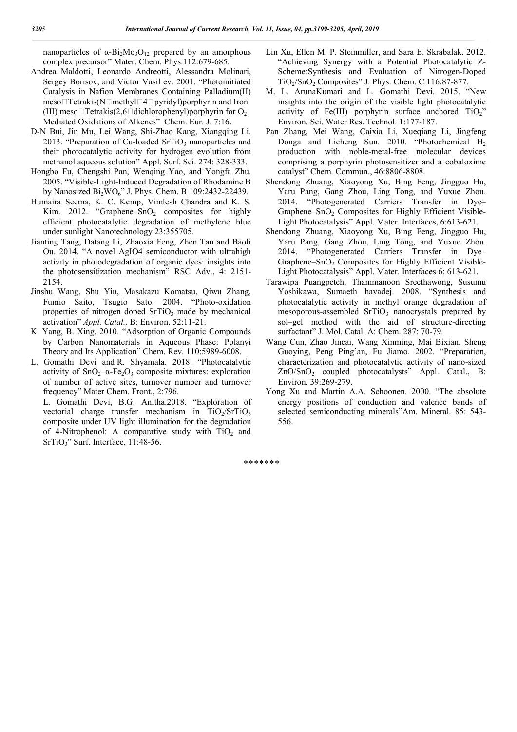nanoparticles of α-$Bi_2Mo_3O_{12}$ prepared by an amorphous complex precursor" Mater. Chem. Phys.112:679-685.

Andrea Maldotti, Leonardo Andreotti, Alessandra Molinari, Sergey Borisov, and Victor Vasil ev. 2001. "Photoinitiated Catalysis in Nafion Membranes Containing Palladium(II) meso□Tetrakis(N□methyl□4□pyridyl)porphyrin and Iron (III) meso□Tetrakis(2,6□dichlorophenyl)porphyrin for $O_2$ Mediated Oxidations of Alkenes" Chem. Eur. J. 7:16.

D-N Bui, Jin Mu, Lei Wang, Shi-Zhao Kang, Xiangqing Li. 2013. "Preparation of Cu-loaded $SrTiO_3$ nanoparticles and their photocatalytic activity for hydrogen evolution from methanol aqueous solution" Appl. Surf. Sci. 274: 328-333.

Hongbo Fu, Chengshi Pan, Wenqing Yao, and Yongfa Zhu. 2005. "Visible-Light-Induced Degradation of Rhodamine B by Nanosized $Bi_2WO_6$" J. Phys. Chem. B 109:2432-22439.

Humaira Seema, K. C. Kemp, Vimlesh Chandra and K. S. Kim. 2012. "Graphene–$SnO_2$ composites for highly efficient photocatalytic degradation of methylene blue under sunlight Nanotechnology 23:355705.

Jianting Tang, Datang Li, Zhaoxia Feng, Zhen Tan and Baoli Ou. 2014. "A novel AgIO4 semiconductor with ultrahigh activity in photodegradation of organic dyes: insights into the photosensitization mechanism" RSC Adv., 4: 2151-2154.

Jinshu Wang, Shu Yin, Masakazu Komatsu, Qiwu Zhang, Fumio Saito, Tsugio Sato. 2004. "Photo-oxidation properties of nitrogen doped $SrTiO_3$ made by mechanical activation" *Appl. Catal.,* B: Environ. 52:11-21.

K. Yang, B. Xing. 2010. "Adsorption of Organic Compounds by Carbon Nanomaterials in Aqueous Phase: Polanyi Theory and Its Application" Chem. Rev. 110:5989-6008.

L. Gomathi Devi and R. Shyamala. 2018. "Photocatalytic activity of $SnO_2$–α-$Fe_2O_3$ composite mixtures: exploration of number of active sites, turnover number and turnover frequency" Mater Chem. Front., 2:796.

L. Gomathi Devi, B.G. Anitha.2018. "Exploration of vectorial charge transfer mechanism in $TiO_2/SrTiO_3$ composite under UV light illumination for the degradation of 4-Nitrophenol: A comparative study with $TiO_2$ and $SrTiO_3$" Surf. Interface, 11:48-56.

Lin Xu, Ellen M. P. Steinmiller, and Sara E. Skrabalak. 2012. "Achieving Synergy with a Potential Photocatalytic Z-Scheme:Synthesis and Evaluation of Nitrogen-Doped $TiO_2/SnO_2$ Composites" J. Phys. Chem. C 116:87-877.

M. L. ArunaKumari and L. Gomathi Devi. 2015. "New insights into the origin of the visible light photocatalytic activity of Fe(III) porphyrin surface anchored $TiO_2$" Environ. Sci. Water Res. Technol. 1:177-187.

Pan Zhang, Mei Wang, Caixia Li, Xueqiang Li, Jingfeng Donga and Licheng Sun. 2010. "Photochemical $H_2$ production with noble-metal-free molecular devices comprising a porphyrin photosensitizer and a cobaloxime catalyst" Chem. Commun., 46:8806-8808.

Shendong Zhuang, Xiaoyong Xu, Bing Feng, Jingguo Hu, Yaru Pang, Gang Zhou, Ling Tong, and Yuxue Zhou. 2014. "Photogenerated Carriers Transfer in Dye–Graphene–$SnO_2$ Composites for Highly Efficient Visible-Light Photocatalysis" Appl. Mater. Interfaces, 6:613-621.

Shendong Zhuang, Xiaoyong Xu, Bing Feng, Jingguo Hu, Yaru Pang, Gang Zhou, Ling Tong, and Yuxue Zhou. 2014. "Photogenerated Carriers Transfer in Dye–Graphene–$SnO_2$ Composites for Highly Efficient Visible-Light Photocatalysis" Appl. Mater. Interfaces 6: 613-621.

Tarawipa Puangpetch, Thammanoon Sreethawong, Susumu Yoshikawa, Sumaeth havadej. 2008. "Synthesis and photocatalytic activity in methyl orange degradation of mesoporous-assembled $SrTiO_3$ nanocrystals prepared by sol–gel method with the aid of structure-directing surfactant" J. Mol. Catal. A: Chem. 287: 70-79.

Wang Cun, Zhao Jincai, Wang Xinming, Mai Bixian, Sheng Guoying, Peng Ping'an, Fu Jiamo. 2002. "Preparation, characterization and photocatalytic activity of nano-sized $ZnO/SnO_2$ coupled photocatalysts" Appl. Catal., B: Environ. 39:269-279.

Yong Xu and Martin A.A. Schoonen. 2000. "The absolute energy positions of conduction and valence bands of selected semiconducting minerals"Am. Mineral. 85: 543-556.

*******